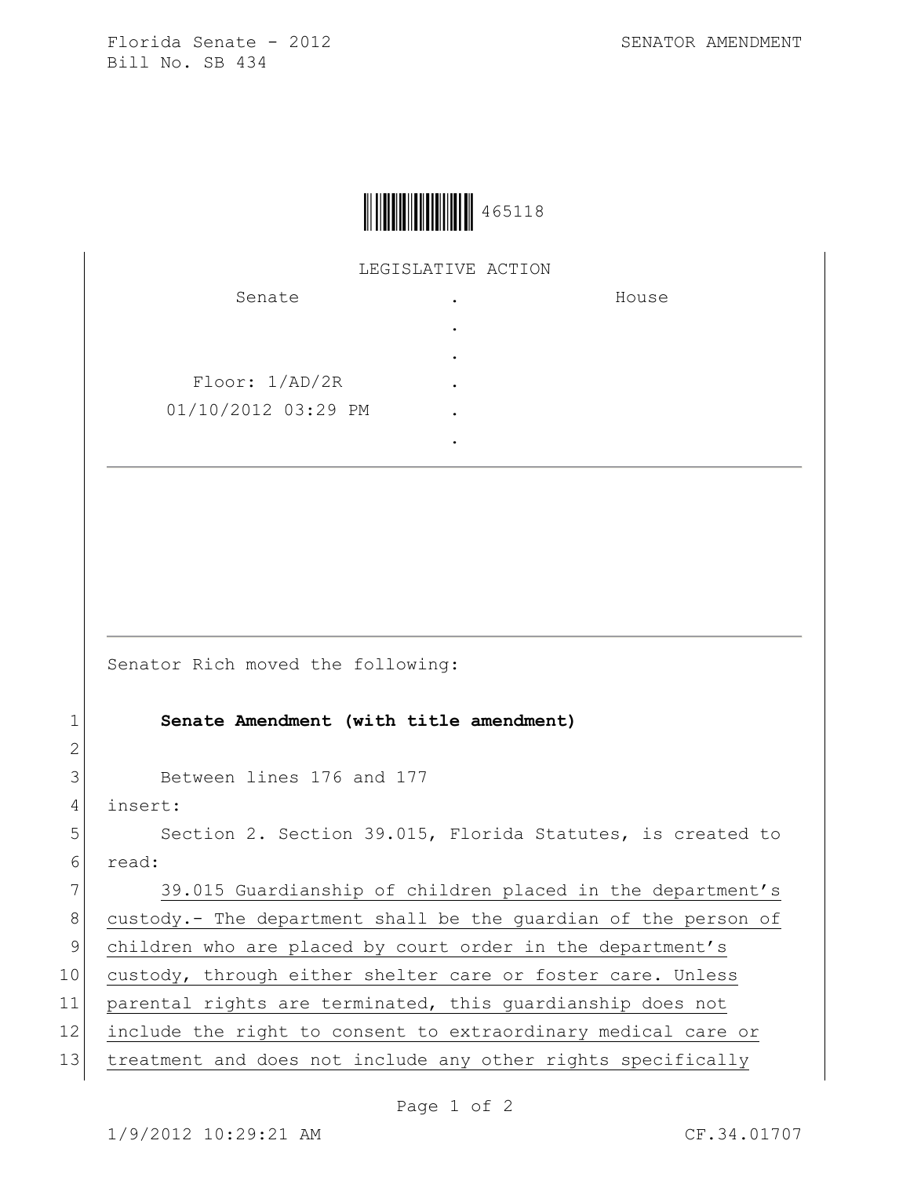Florida Senate - 2012 SENATOR AMENDMENT
Bill No. SB 434

465118

LEGISLATIVE ACTION

| Senate | . | House |
|---|---|---|
| | . | |
| | . | |
| Floor: 1/AD/2R | . | |
| 01/10/2012 03:29 PM | . | |
| | . | |

Senator Rich moved the following:

1 **Senate Amendment (with title amendment)**

2

3 Between lines 176 and 177

4 insert:

5 Section 2. Section 39.015, Florida Statutes, is created to

6 read:

7 39.015 Guardianship of children placed in the department's

8 custody.- The department shall be the guardian of the person of

9 children who are placed by court order in the department's

10 custody, through either shelter care or foster care. Unless

11 parental rights are terminated, this guardianship does not

12 include the right to consent to extraordinary medical care or

13 treatment and does not include any other rights specifically

1/9/2012 10:29:21 AM CF.34.01707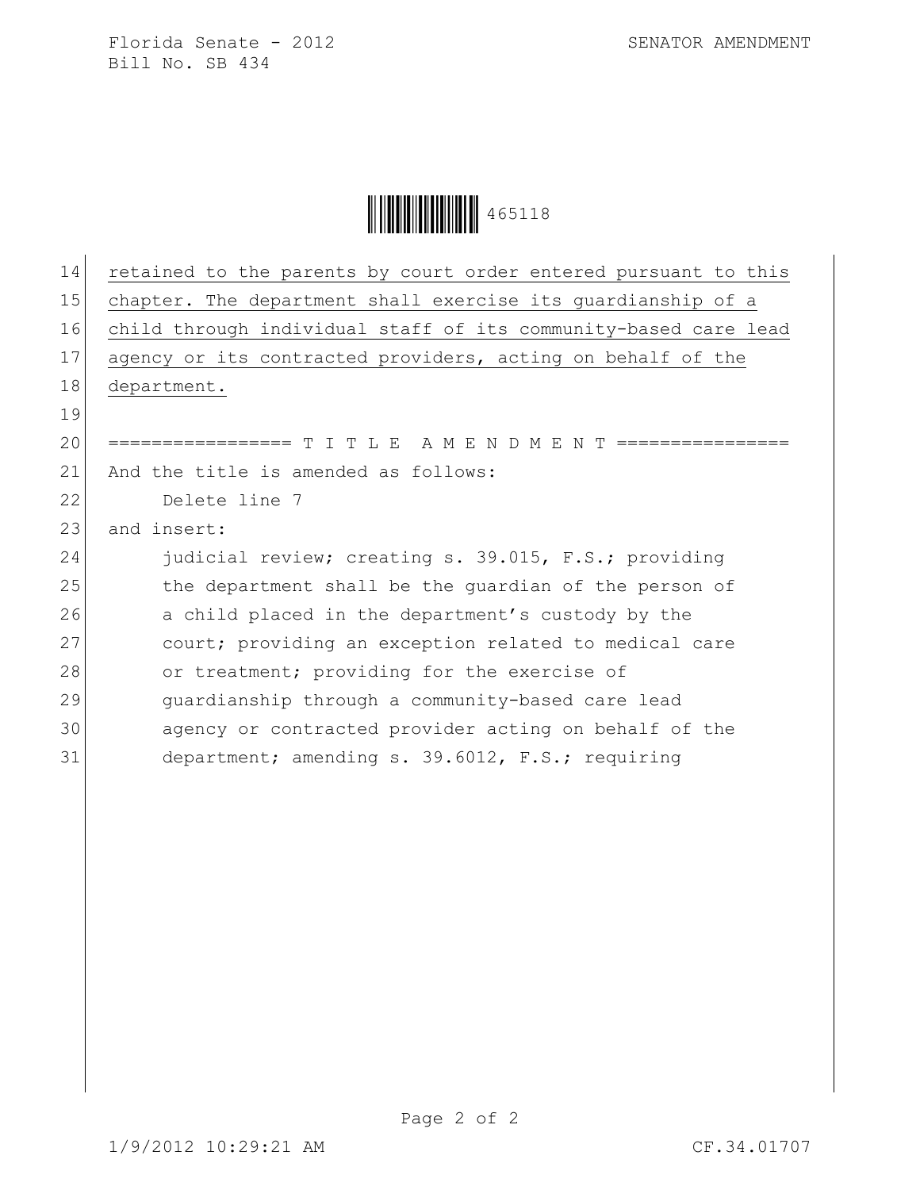465118

14 retained to the parents by court order entered pursuant to this
15 chapter. The department shall exercise its guardianship of a
16 child through individual staff of its community-based care lead
17 agency or its contracted providers, acting on behalf of the
18 department.
19
20 ================= T I T L E A M E N D M E N T ================
21 And the title is amended as follows:
22 Delete line 7
23 and insert:
24 judicial review; creating s. 39.015, F.S.; providing
25 the department shall be the guardian of the person of
26 a child placed in the department's custody by the
27 court; providing an exception related to medical care
28 or treatment; providing for the exercise of
29 guardianship through a community-based care lead
30 agency or contracted provider acting on behalf of the
31 department; amending s. 39.6012, F.S.; requiring